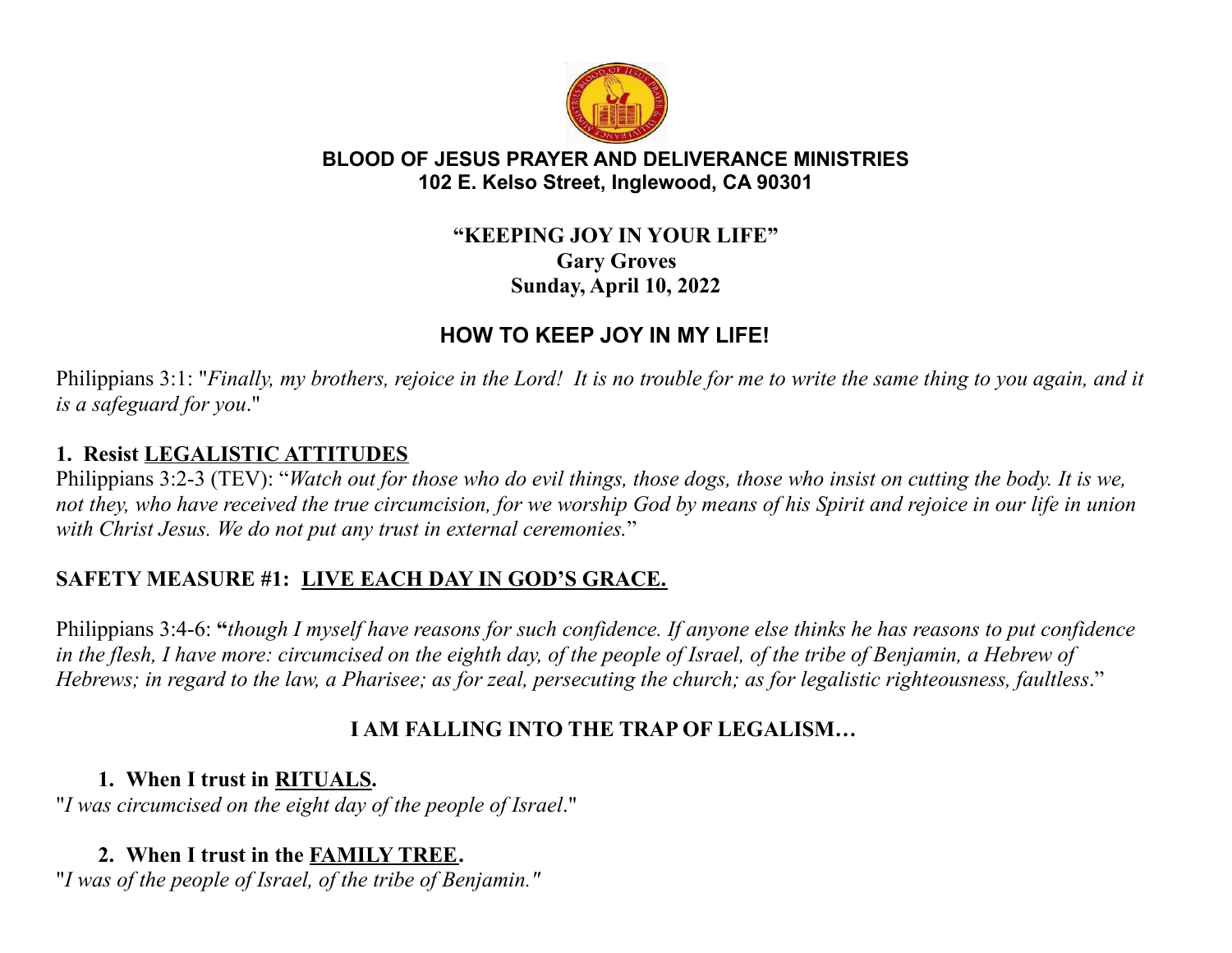**BLOOD OF JESUS PRAYER AND DELIVERANCE MINISTRIES**
**102 E. Kelso Street, Inglewood, CA 90301**

**"KEEPING JOY IN YOUR LIFE"**
**Gary Groves**
**Sunday, April 10, 2022**

## HOW TO KEEP JOY IN MY LIFE!

Philippians 3:1: "*Finally, my brothers, rejoice in the Lord! It is no trouble for me to write the same thing to you again, and it is a safeguard for you*."

**1. Resist LEGALISTIC ATTITUDES**

Philippians 3:2-3 (TEV): "*Watch out for those who do evil things, those dogs, those who insist on cutting the body. It is we, not they, who have received the true circumcision, for we worship God by means of his Spirit and rejoice in our life in union with Christ Jesus. We do not put any trust in external ceremonies.*"

**SAFETY MEASURE #1: LIVE EACH DAY IN GOD'S GRACE.**

Philippians 3:4-6: **"***though I myself have reasons for such confidence. If anyone else thinks he has reasons to put confidence in the flesh, I have more: circumcised on the eighth day, of the people of Israel, of the tribe of Benjamin, a Hebrew of Hebrews; in regard to the law, a Pharisee; as for zeal, persecuting the church; as for legalistic righteousness, faultless*."

**I AM FALLING INTO THE TRAP OF LEGALISM…**

**1. When I trust in RITUALS.**

"*I was circumcised on the eight day of the people of Israel*."

**2. When I trust in the FAMILY TREE.**

"*I was of the people of Israel, of the tribe of Benjamin."*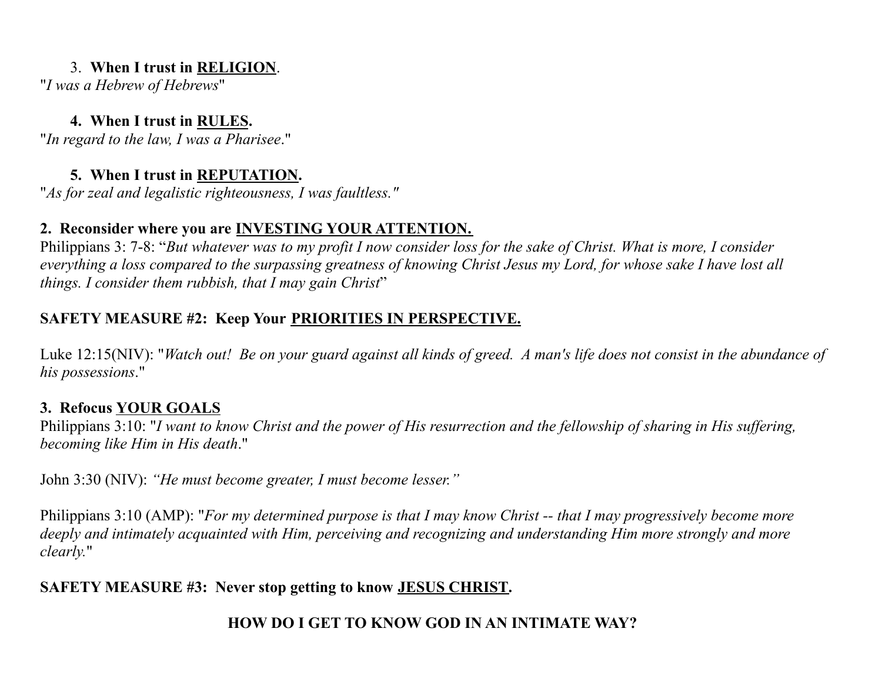3. **When I trust in <u>RELIGION</u>**.

"*I was a Hebrew of Hebrews*"

4. **When I trust in <u>RULES</u>.**

"*In regard to the law, I was a Pharisee*."

5. **When I trust in <u>REPUTATION</u>.**

"*As for zeal and legalistic righteousness, I was faultless."*

**2. Reconsider where you are <u>INVESTING YOUR ATTENTION.</u>**

Philippians 3: 7-8: "*But whatever was to my profit I now consider loss for the sake of Christ. What is more, I consider everything a loss compared to the surpassing greatness of knowing Christ Jesus my Lord, for whose sake I have lost all things. I consider them rubbish, that I may gain Christ*"

**SAFETY MEASURE #2: Keep Your <u>PRIORITIES IN PERSPECTIVE.</u>**

Luke 12:15(NIV): "*Watch out! Be on your guard against all kinds of greed. A man's life does not consist in the abundance of his possessions*."

**3. Refocus <u>YOUR GOALS</u>**

Philippians 3:10: "*I want to know Christ and the power of His resurrection and the fellowship of sharing in His suffering, becoming like Him in His death*."

John 3:30 (NIV): *"He must become greater, I must become lesser."*

Philippians 3:10 (AMP): "*For my determined purpose is that I may know Christ -- that I may progressively become more deeply and intimately acquainted with Him, perceiving and recognizing and understanding Him more strongly and more clearly.*"

**SAFETY MEASURE #3: Never stop getting to know <u>JESUS CHRIST</u>.**

**HOW DO I GET TO KNOW GOD IN AN INTIMATE WAY?**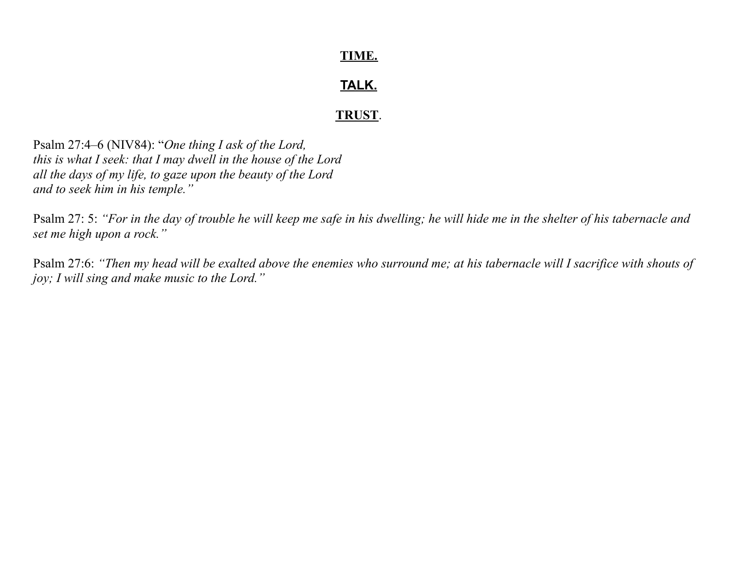**TIME.**

**TALK.**

**TRUST**.

Psalm 27:4–6 (NIV84): "*One thing I ask of the Lord,*
*this is what I seek: that I may dwell in the house of the Lord*
*all the days of my life, to gaze upon the beauty of the Lord*
*and to seek him in his temple."*

Psalm 27: 5: *"For in the day of trouble he will keep me safe in his dwelling; he will hide me in the shelter of his tabernacle and set me high upon a rock."*

Psalm 27:6: *"Then my head will be exalted above the enemies who surround me; at his tabernacle will I sacrifice with shouts of joy; I will sing and make music to the Lord."*